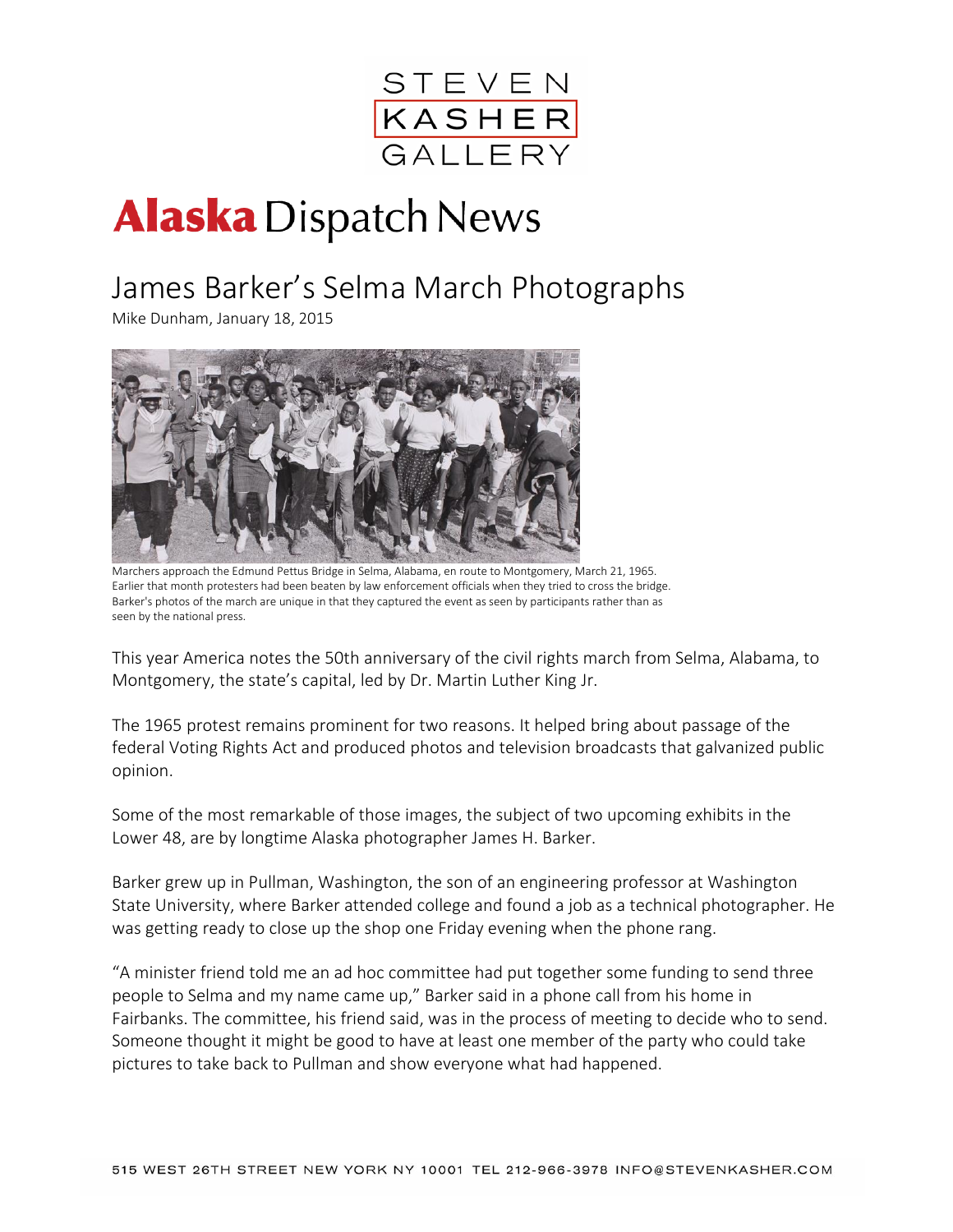STEVEN KASHER GALLERY

# Alaska Dispatch News

## James Barker's Selma March Photographs

Mike Dunham, January 18, 2015

Marchers approach the Edmund Pettus Bridge in Selma, Alabama, en route to Montgomery, March 21, 1965. Earlier that month protesters had been beaten by law enforcement officials when they tried to cross the bridge. Barker's photos of the march are unique in that they captured the event as seen by participants rather than as seen by the national press.

This year America notes the 50th anniversary of the civil rights march from Selma, Alabama, to Montgomery, the state's capital, led by Dr. Martin Luther King Jr.

The 1965 protest remains prominent for two reasons. It helped bring about passage of the federal Voting Rights Act and produced photos and television broadcasts that galvanized public opinion.

Some of the most remarkable of those images, the subject of two upcoming exhibits in the Lower 48, are by longtime Alaska photographer James H. Barker.

Barker grew up in Pullman, Washington, the son of an engineering professor at Washington State University, where Barker attended college and found a job as a technical photographer. He was getting ready to close up the shop one Friday evening when the phone rang.

"A minister friend told me an ad hoc committee had put together some funding to send three people to Selma and my name came up," Barker said in a phone call from his home in Fairbanks. The committee, his friend said, was in the process of meeting to decide who to send. Someone thought it might be good to have at least one member of the party who could take pictures to take back to Pullman and show everyone what had happened.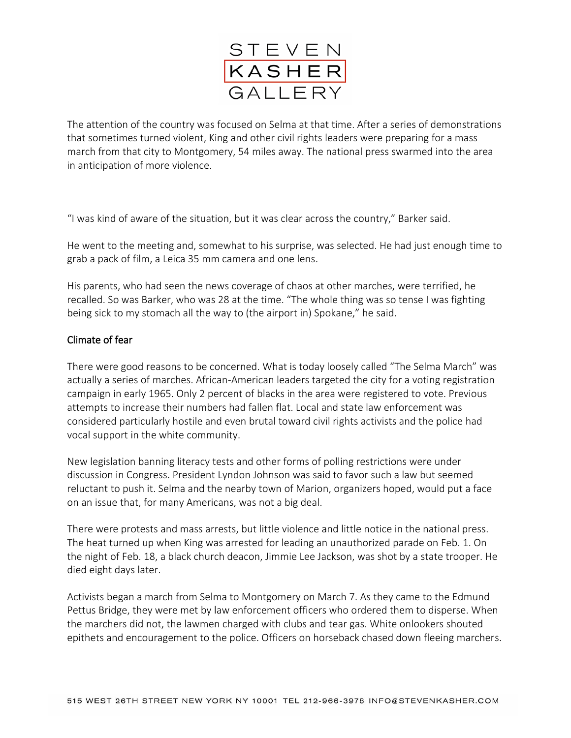The attention of the country was focused on Selma at that time. After a series of demonstrations that sometimes turned violent, King and other civil rights leaders were preparing for a mass march from that city to Montgomery, 54 miles away. The national press swarmed into the area in anticipation of more violence.

"I was kind of aware of the situation, but it was clear across the country," Barker said.

He went to the meeting and, somewhat to his surprise, was selected. He had just enough time to grab a pack of film, a Leica 35 mm camera and one lens.

His parents, who had seen the news coverage of chaos at other marches, were terrified, he recalled. So was Barker, who was 28 at the time. "The whole thing was so tense I was fighting being sick to my stomach all the way to (the airport in) Spokane," he said.

## Climate of fear

There were good reasons to be concerned. What is today loosely called "The Selma March" was actually a series of marches. African-American leaders targeted the city for a voting registration campaign in early 1965. Only 2 percent of blacks in the area were registered to vote. Previous attempts to increase their numbers had fallen flat. Local and state law enforcement was considered particularly hostile and even brutal toward civil rights activists and the police had vocal support in the white community.

New legislation banning literacy tests and other forms of polling restrictions were under discussion in Congress. President Lyndon Johnson was said to favor such a law but seemed reluctant to push it. Selma and the nearby town of Marion, organizers hoped, would put a face on an issue that, for many Americans, was not a big deal.

There were protests and mass arrests, but little violence and little notice in the national press. The heat turned up when King was arrested for leading an unauthorized parade on Feb. 1. On the night of Feb. 18, a black church deacon, Jimmie Lee Jackson, was shot by a state trooper. He died eight days later.

Activists began a march from Selma to Montgomery on March 7. As they came to the Edmund Pettus Bridge, they were met by law enforcement officers who ordered them to disperse. When the marchers did not, the lawmen charged with clubs and tear gas. White onlookers shouted epithets and encouragement to the police. Officers on horseback chased down fleeing marchers.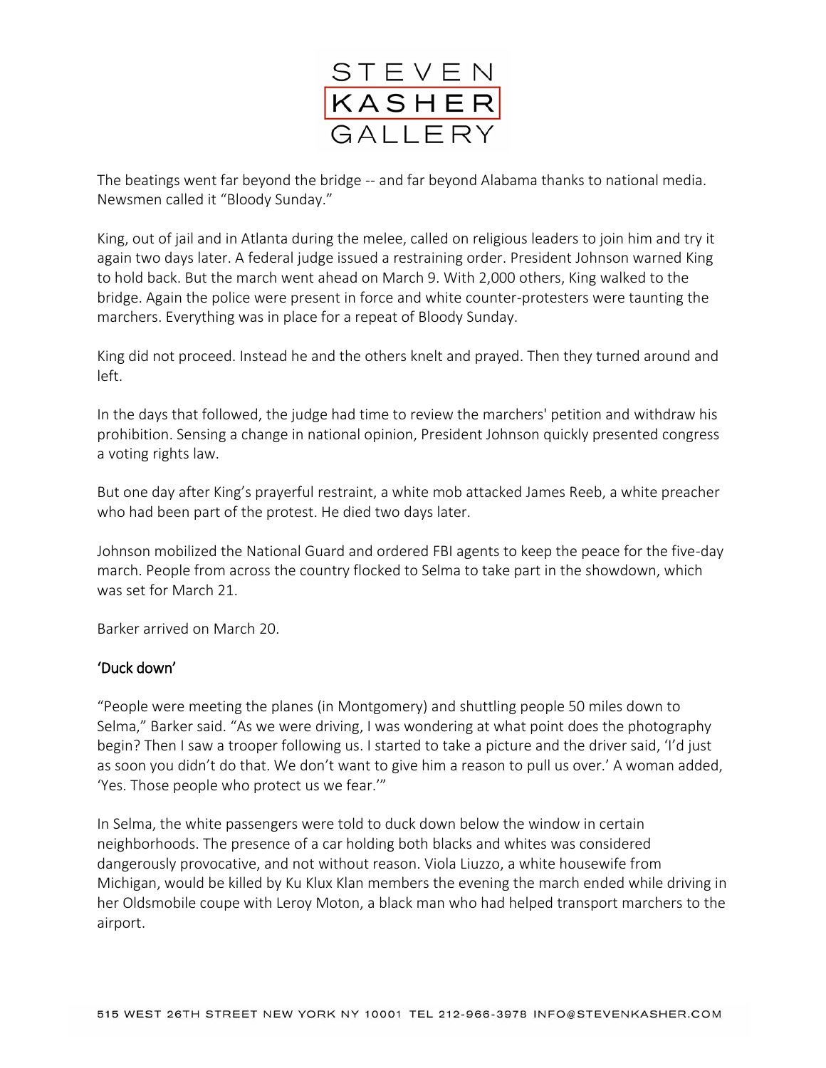The beatings went far beyond the bridge -- and far beyond Alabama thanks to national media. Newsmen called it "Bloody Sunday."

King, out of jail and in Atlanta during the melee, called on religious leaders to join him and try it again two days later. A federal judge issued a restraining order. President Johnson warned King to hold back. But the march went ahead on March 9. With 2,000 others, King walked to the bridge. Again the police were present in force and white counter-protesters were taunting the marchers. Everything was in place for a repeat of Bloody Sunday.

King did not proceed. Instead he and the others knelt and prayed. Then they turned around and left.

In the days that followed, the judge had time to review the marchers' petition and withdraw his prohibition. Sensing a change in national opinion, President Johnson quickly presented congress a voting rights law.

But one day after King's prayerful restraint, a white mob attacked James Reeb, a white preacher who had been part of the protest. He died two days later.

Johnson mobilized the National Guard and ordered FBI agents to keep the peace for the five-day march. People from across the country flocked to Selma to take part in the showdown, which was set for March 21.

Barker arrived on March 20.

### 'Duck down'

"People were meeting the planes (in Montgomery) and shuttling people 50 miles down to Selma," Barker said. "As we were driving, I was wondering at what point does the photography begin? Then I saw a trooper following us. I started to take a picture and the driver said, 'I'd just as soon you didn't do that. We don't want to give him a reason to pull us over.' A woman added, 'Yes. Those people who protect us we fear.'"

In Selma, the white passengers were told to duck down below the window in certain neighborhoods. The presence of a car holding both blacks and whites was considered dangerously provocative, and not without reason. Viola Liuzzo, a white housewife from Michigan, would be killed by Ku Klux Klan members the evening the march ended while driving in her Oldsmobile coupe with Leroy Moton, a black man who had helped transport marchers to the airport.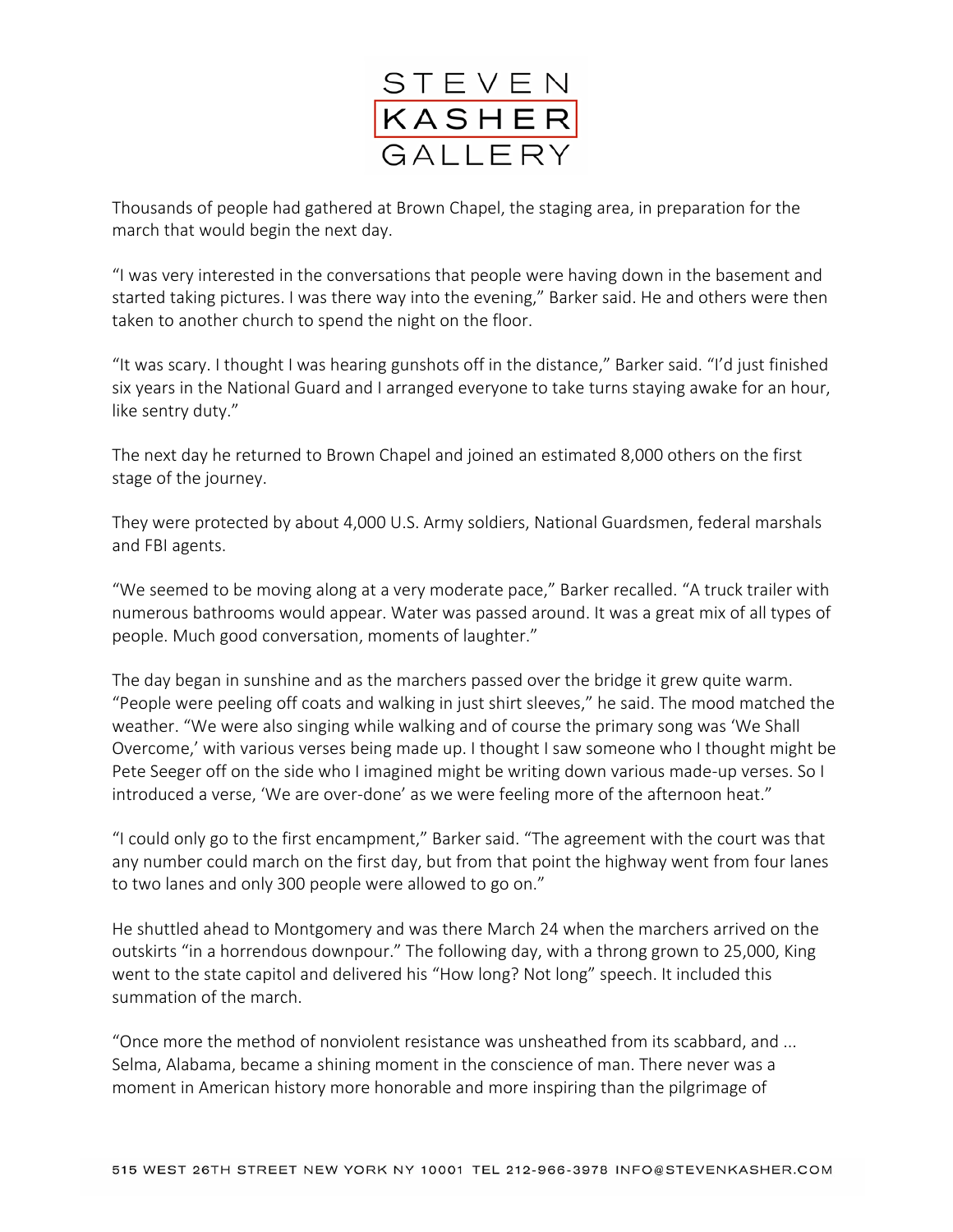Thousands of people had gathered at Brown Chapel, the staging area, in preparation for the march that would begin the next day.

"I was very interested in the conversations that people were having down in the basement and started taking pictures. I was there way into the evening," Barker said. He and others were then taken to another church to spend the night on the floor.

"It was scary. I thought I was hearing gunshots off in the distance," Barker said. "I'd just finished six years in the National Guard and I arranged everyone to take turns staying awake for an hour, like sentry duty."

The next day he returned to Brown Chapel and joined an estimated 8,000 others on the first stage of the journey.

They were protected by about 4,000 U.S. Army soldiers, National Guardsmen, federal marshals and FBI agents.

"We seemed to be moving along at a very moderate pace," Barker recalled. "A truck trailer with numerous bathrooms would appear. Water was passed around. It was a great mix of all types of people. Much good conversation, moments of laughter."

The day began in sunshine and as the marchers passed over the bridge it grew quite warm. "People were peeling off coats and walking in just shirt sleeves," he said. The mood matched the weather. "We were also singing while walking and of course the primary song was 'We Shall Overcome,' with various verses being made up. I thought I saw someone who I thought might be Pete Seeger off on the side who I imagined might be writing down various made-up verses. So I introduced a verse, 'We are over-done' as we were feeling more of the afternoon heat."

"I could only go to the first encampment," Barker said. "The agreement with the court was that any number could march on the first day, but from that point the highway went from four lanes to two lanes and only 300 people were allowed to go on."

He shuttled ahead to Montgomery and was there March 24 when the marchers arrived on the outskirts "in a horrendous downpour." The following day, with a throng grown to 25,000, King went to the state capitol and delivered his "How long? Not long" speech. It included this summation of the march.

"Once more the method of nonviolent resistance was unsheathed from its scabbard, and ... Selma, Alabama, became a shining moment in the conscience of man. There never was a moment in American history more honorable and more inspiring than the pilgrimage of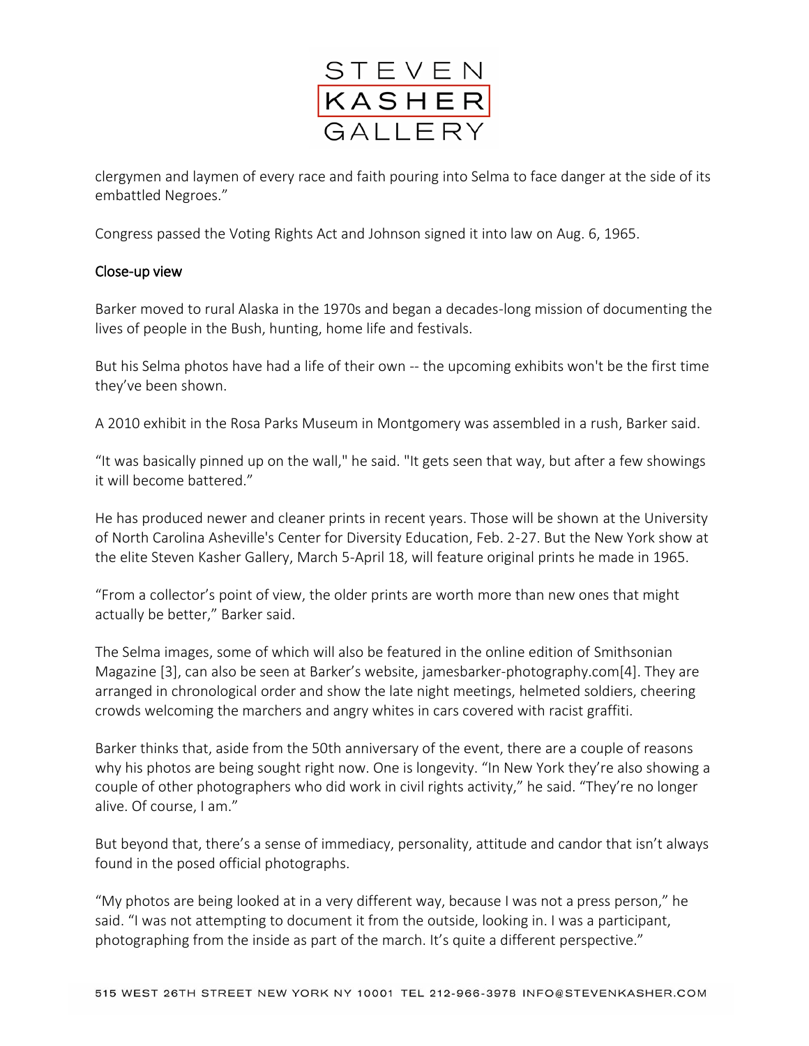clergymen and laymen of every race and faith pouring into Selma to face danger at the side of its embattled Negroes."

Congress passed the Voting Rights Act and Johnson signed it into law on Aug. 6, 1965.

## Close-up view

Barker moved to rural Alaska in the 1970s and began a decades-long mission of documenting the lives of people in the Bush, hunting, home life and festivals.

But his Selma photos have had a life of their own -- the upcoming exhibits won't be the first time they've been shown.

A 2010 exhibit in the Rosa Parks Museum in Montgomery was assembled in a rush, Barker said.

"It was basically pinned up on the wall," he said. "It gets seen that way, but after a few showings it will become battered."

He has produced newer and cleaner prints in recent years. Those will be shown at the University of North Carolina Asheville's Center for Diversity Education, Feb. 2-27. But the New York show at the elite Steven Kasher Gallery, March 5-April 18, will feature original prints he made in 1965.

"From a collector's point of view, the older prints are worth more than new ones that might actually be better," Barker said.

The Selma images, some of which will also be featured in the online edition of Smithsonian Magazine [3], can also be seen at Barker's website, jamesbarker-photography.com[4]. They are arranged in chronological order and show the late night meetings, helmeted soldiers, cheering crowds welcoming the marchers and angry whites in cars covered with racist graffiti.

Barker thinks that, aside from the 50th anniversary of the event, there are a couple of reasons why his photos are being sought right now. One is longevity. "In New York they're also showing a couple of other photographers who did work in civil rights activity," he said. "They're no longer alive. Of course, I am."

But beyond that, there's a sense of immediacy, personality, attitude and candor that isn't always found in the posed official photographs.

"My photos are being looked at in a very different way, because I was not a press person," he said. "I was not attempting to document it from the outside, looking in. I was a participant, photographing from the inside as part of the march. It's quite a different perspective."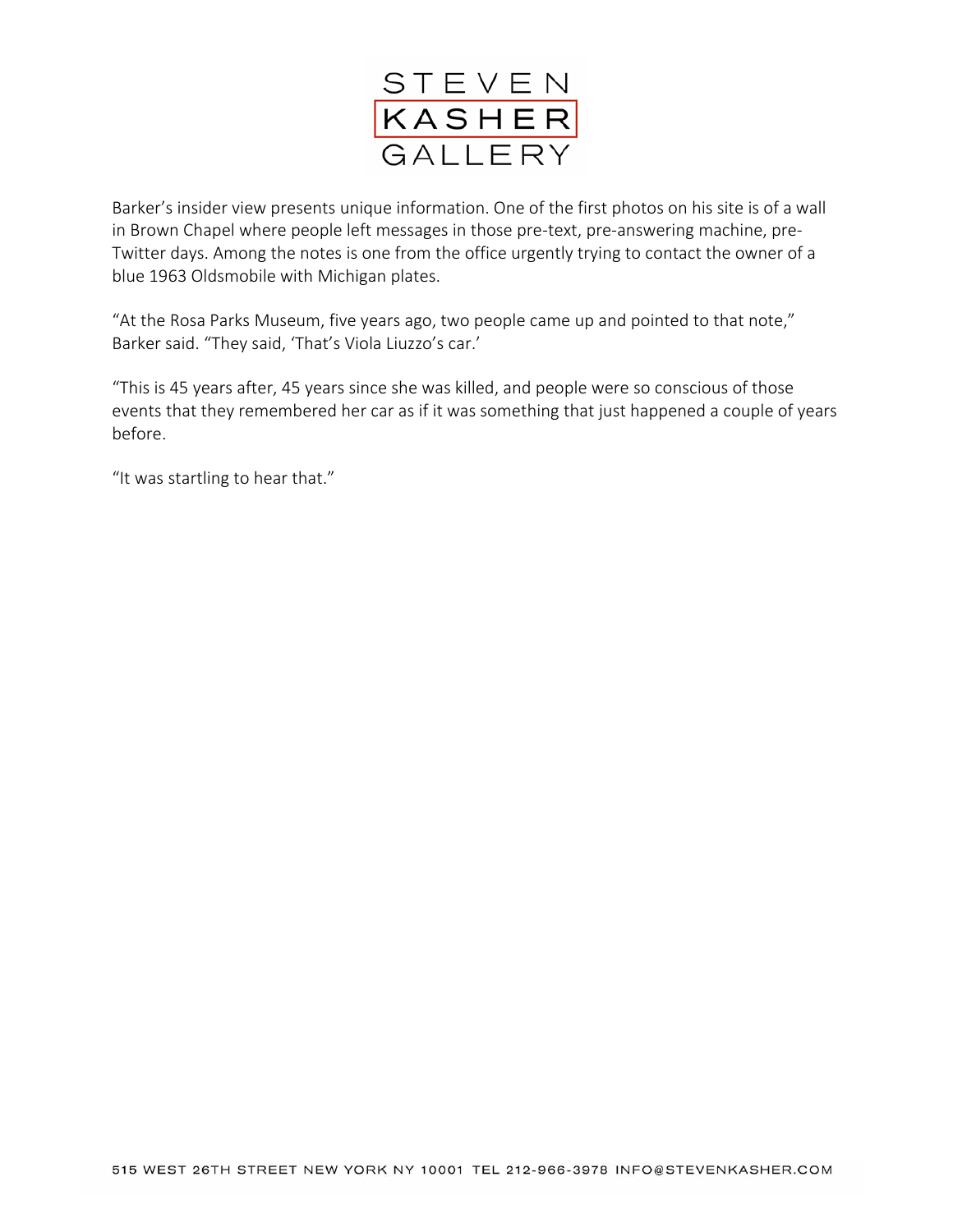Barker's insider view presents unique information. One of the first photos on his site is of a wall in Brown Chapel where people left messages in those pre-text, pre-answering machine, pre-Twitter days. Among the notes is one from the office urgently trying to contact the owner of a blue 1963 Oldsmobile with Michigan plates.

"At the Rosa Parks Museum, five years ago, two people came up and pointed to that note," Barker said. "They said, 'That's Viola Liuzzo's car.'

"This is 45 years after, 45 years since she was killed, and people were so conscious of those events that they remembered her car as if it was something that just happened a couple of years before.

"It was startling to hear that."